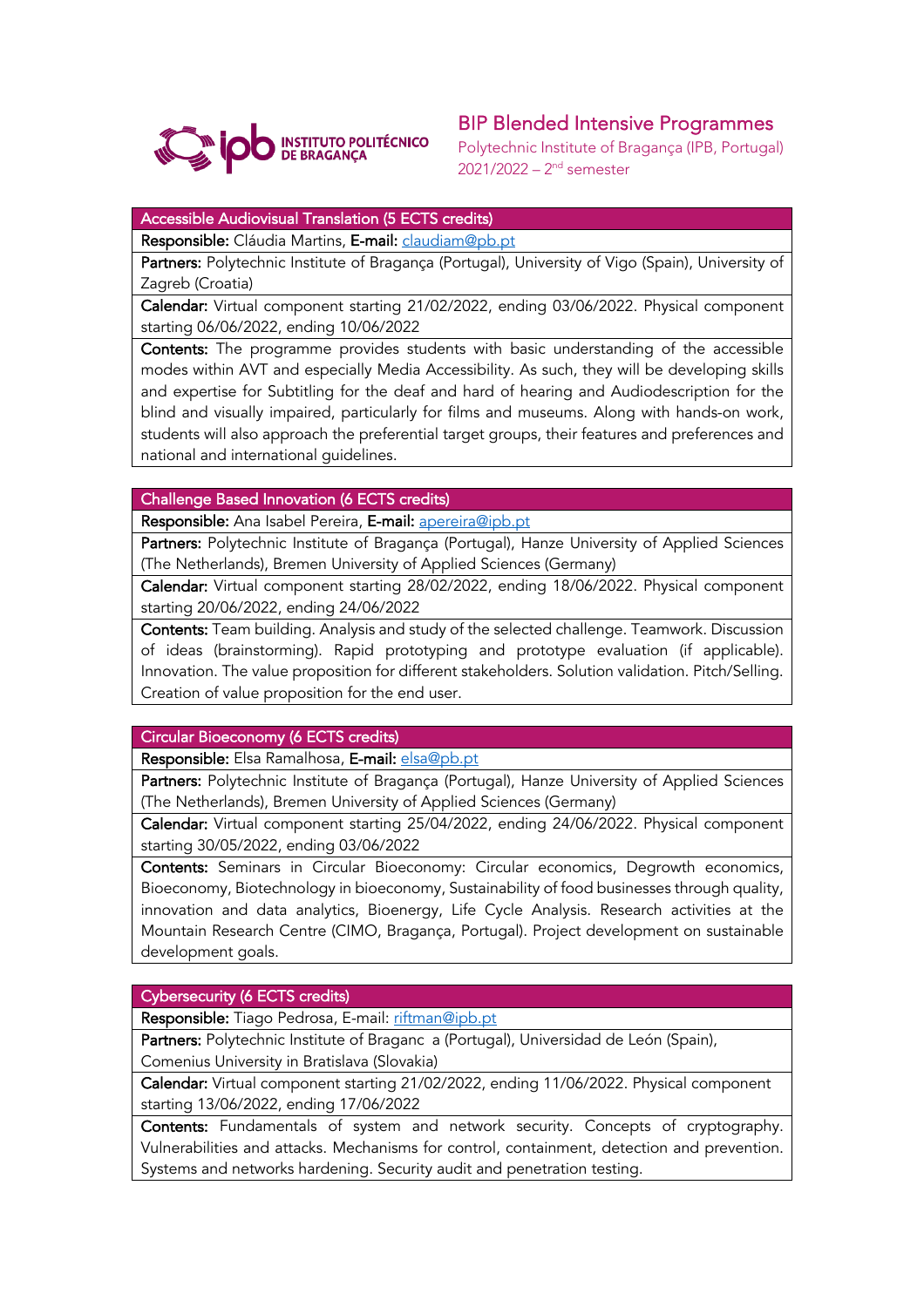INSTITUTO POLITÉCNICO DE BRAGANÇA

# BIP Blended Intensive Programmes

Polytechnic Institute of Bragança (IPB, Portugal)
2021/2022 – 2nd semester

| Accessible Audiovisual Translation (5 ECTS credits) |
|---|
| **Responsible:** Cláudia Martins, **E-mail:** claudiam@pb.pt |
| **Partners:** Polytechnic Institute of Bragança (Portugal), University of Vigo (Spain), University of Zagreb (Croatia) |
| **Calendar:** Virtual component starting 21/02/2022, ending 03/06/2022. Physical component starting 06/06/2022, ending 10/06/2022 |
| **Contents:** The programme provides students with basic understanding of the accessible modes within AVT and especially Media Accessibility. As such, they will be developing skills and expertise for Subtitling for the deaf and hard of hearing and Audiodescription for the blind and visually impaired, particularly for films and museums. Along with hands-on work, students will also approach the preferential target groups, their features and preferences and national and international guidelines. |

| Challenge Based Innovation (6 ECTS credits) |
|---|
| **Responsible:** Ana Isabel Pereira, **E-mail:** apereira@ipb.pt |
| **Partners:** Polytechnic Institute of Bragança (Portugal), Hanze University of Applied Sciences (The Netherlands), Bremen University of Applied Sciences (Germany) |
| **Calendar:** Virtual component starting 28/02/2022, ending 18/06/2022. Physical component starting 20/06/2022, ending 24/06/2022 |
| **Contents:** Team building. Analysis and study of the selected challenge. Teamwork. Discussion of ideas (brainstorming). Rapid prototyping and prototype evaluation (if applicable). Innovation. The value proposition for different stakeholders. Solution validation. Pitch/Selling. Creation of value proposition for the end user. |

| Circular Bioeconomy (6 ECTS credits) |
|---|
| **Responsible:** Elsa Ramalhosa, **E-mail:** elsa@pb.pt |
| **Partners:** Polytechnic Institute of Bragança (Portugal), Hanze University of Applied Sciences (The Netherlands), Bremen University of Applied Sciences (Germany) |
| **Calendar:** Virtual component starting 25/04/2022, ending 24/06/2022. Physical component starting 30/05/2022, ending 03/06/2022 |
| **Contents:** Seminars in Circular Bioeconomy: Circular economics, Degrowth economics, Bioeconomy, Biotechnology in bioeconomy, Sustainability of food businesses through quality, innovation and data analytics, Bioenergy, Life Cycle Analysis. Research activities at the Mountain Research Centre (CIMO, Bragança, Portugal). Project development on sustainable development goals. |

| Cybersecurity (6 ECTS credits) |
|---|
| **Responsible:** Tiago Pedrosa, E-mail: riftman@ipb.pt |
| **Partners:** Polytechnic Institute of Braganc a (Portugal), Universidad de León (Spain), Comenius University in Bratislava (Slovakia) |
| **Calendar:** Virtual component starting 21/02/2022, ending 11/06/2022. Physical component starting 13/06/2022, ending 17/06/2022 |
| **Contents:** Fundamentals of system and network security. Concepts of cryptography. Vulnerabilities and attacks. Mechanisms for control, containment, detection and prevention. Systems and networks hardening. Security audit and penetration testing. |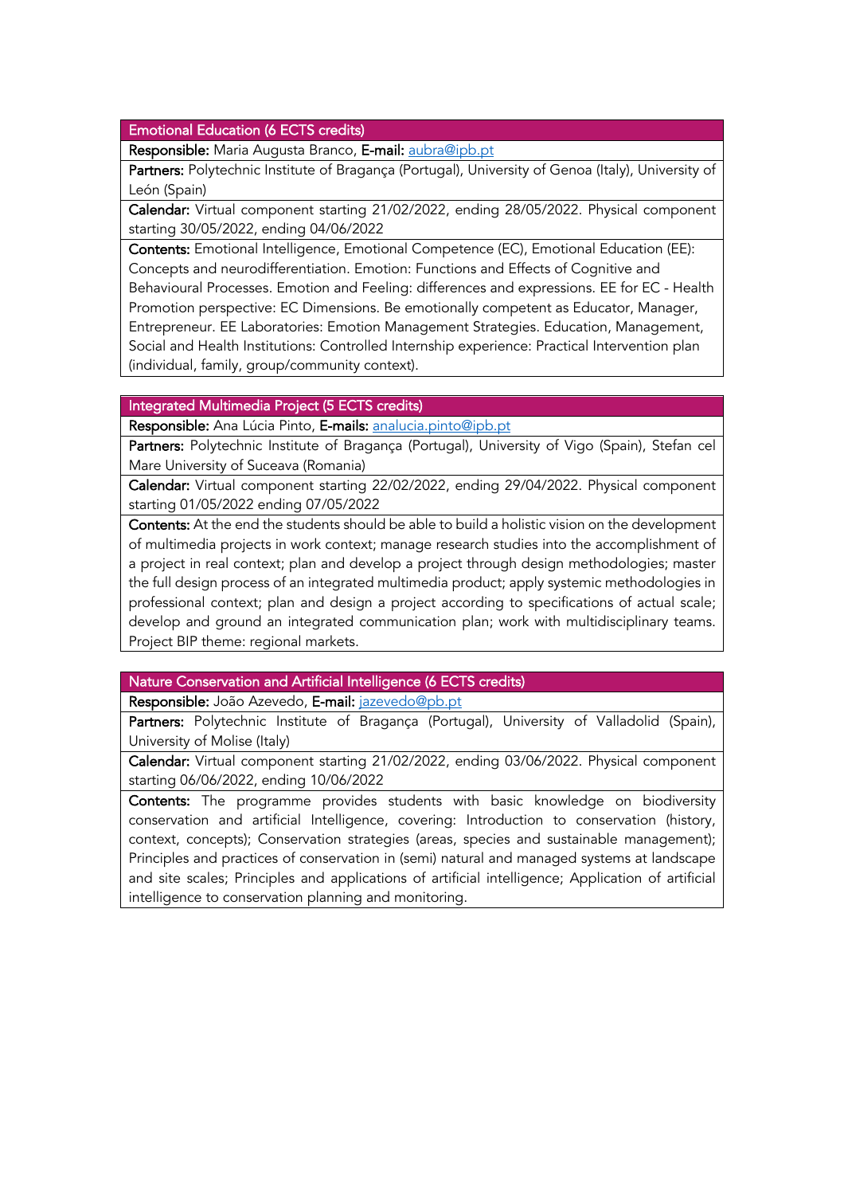## Emotional Education (6 ECTS credits)

**Responsible:** Maria Augusta Branco, **E-mail:** aubra@ipb.pt

**Partners:** Polytechnic Institute of Bragança (Portugal), University of Genoa (Italy), University of León (Spain)

**Calendar:** Virtual component starting 21/02/2022, ending 28/05/2022. Physical component starting 30/05/2022, ending 04/06/2022

**Contents:** Emotional Intelligence, Emotional Competence (EC), Emotional Education (EE): Concepts and neurodifferentiation. Emotion: Functions and Effects of Cognitive and Behavioural Processes. Emotion and Feeling: differences and expressions. EE for EC - Health Promotion perspective: EC Dimensions. Be emotionally competent as Educator, Manager, Entrepreneur. EE Laboratories: Emotion Management Strategies. Education, Management, Social and Health Institutions: Controlled Internship experience: Practical Intervention plan (individual, family, group/community context).

## Integrated Multimedia Project (5 ECTS credits)

**Responsible:** Ana Lúcia Pinto, **E-mails:** analucia.pinto@ipb.pt

**Partners:** Polytechnic Institute of Bragança (Portugal), University of Vigo (Spain), Stefan cel Mare University of Suceava (Romania)

**Calendar:** Virtual component starting 22/02/2022, ending 29/04/2022. Physical component starting 01/05/2022 ending 07/05/2022

**Contents:** At the end the students should be able to build a holistic vision on the development of multimedia projects in work context; manage research studies into the accomplishment of a project in real context; plan and develop a project through design methodologies; master the full design process of an integrated multimedia product; apply systemic methodologies in professional context; plan and design a project according to specifications of actual scale; develop and ground an integrated communication plan; work with multidisciplinary teams. Project BIP theme: regional markets.

## Nature Conservation and Artificial Intelligence (6 ECTS credits)

**Responsible:** João Azevedo, **E-mail:** jazevedo@pb.pt

**Partners:** Polytechnic Institute of Bragança (Portugal), University of Valladolid (Spain), University of Molise (Italy)

**Calendar:** Virtual component starting 21/02/2022, ending 03/06/2022. Physical component starting 06/06/2022, ending 10/06/2022

**Contents:** The programme provides students with basic knowledge on biodiversity conservation and artificial Intelligence, covering: Introduction to conservation (history, context, concepts); Conservation strategies (areas, species and sustainable management); Principles and practices of conservation in (semi) natural and managed systems at landscape and site scales; Principles and applications of artificial intelligence; Application of artificial intelligence to conservation planning and monitoring.